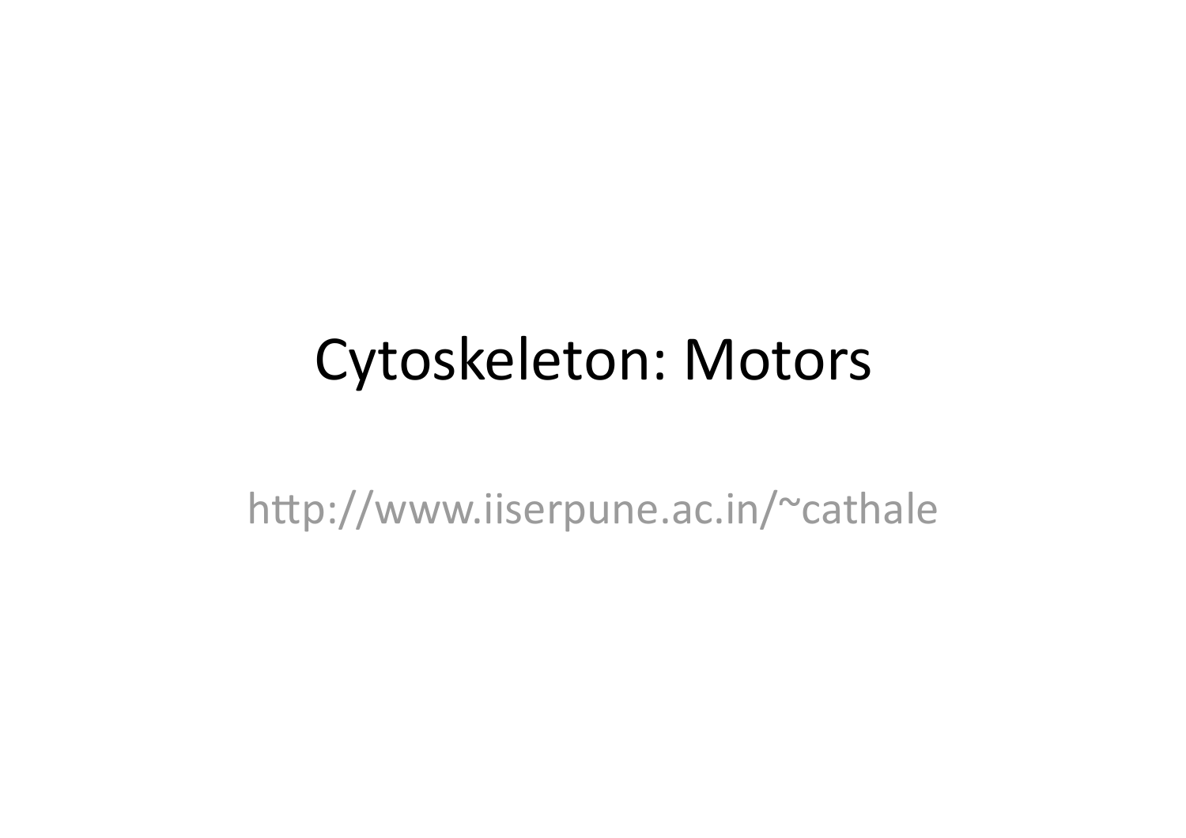# Cytoskeleton: Motors

http://www.iiserpune.ac.in/~cathale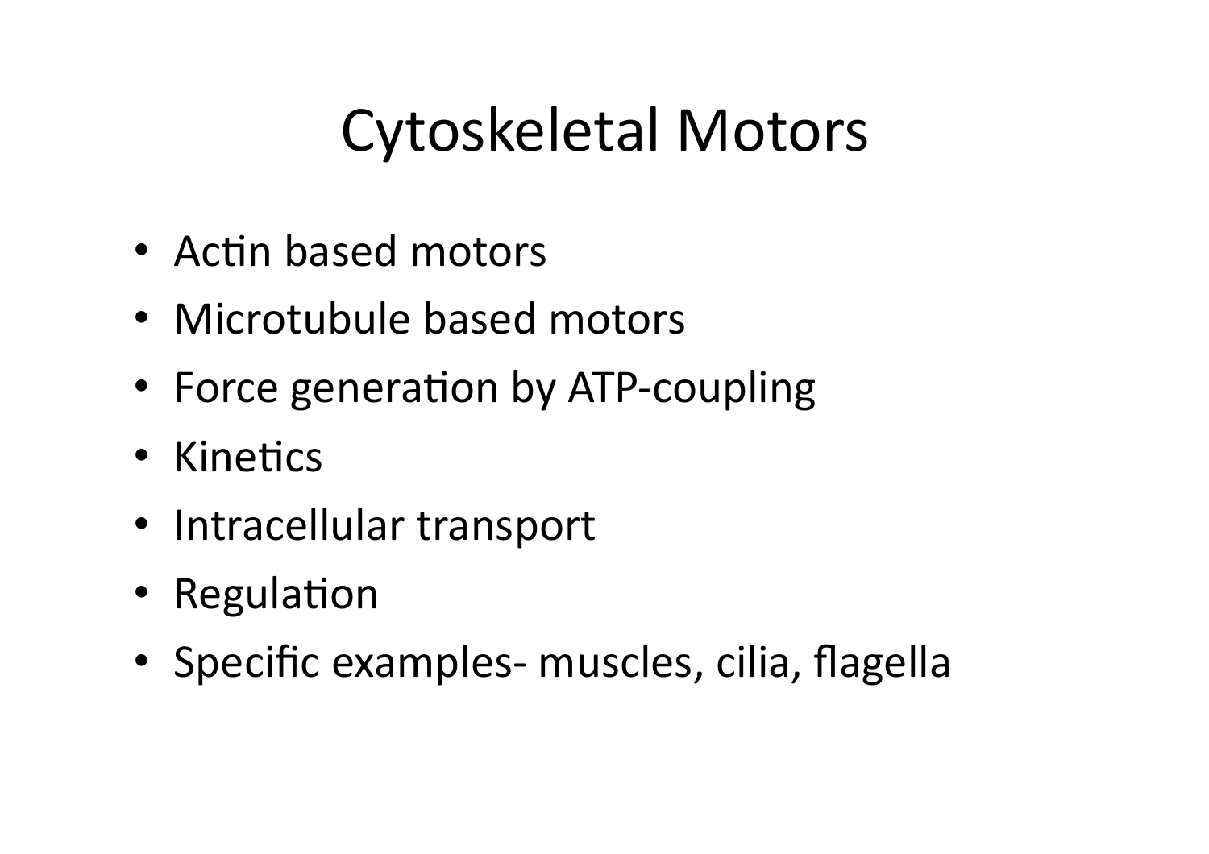# Cytoskeletal Motors

- Actin based motors
- Microtubule based motors
- Force generation by ATP-coupling
- Kinetics
- Intracellular transport
- Regulation
- Specific examples- muscles, cilia, flagella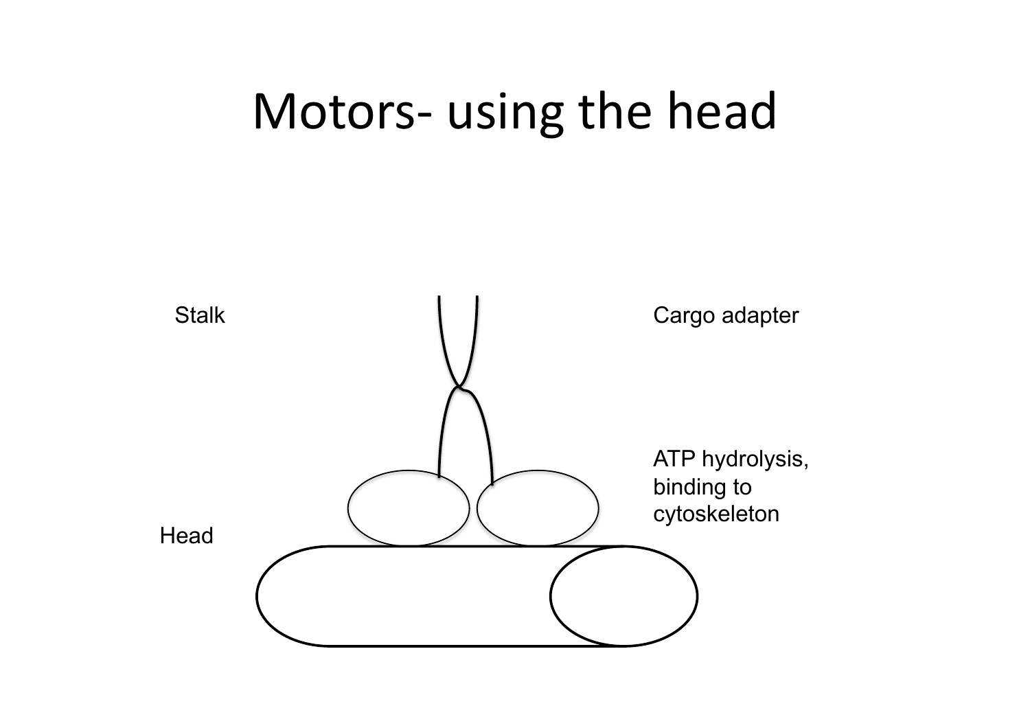# Motors- using the head

Stalk

Cargo adapter

ATP hydrolysis, binding to cytoskeleton

Head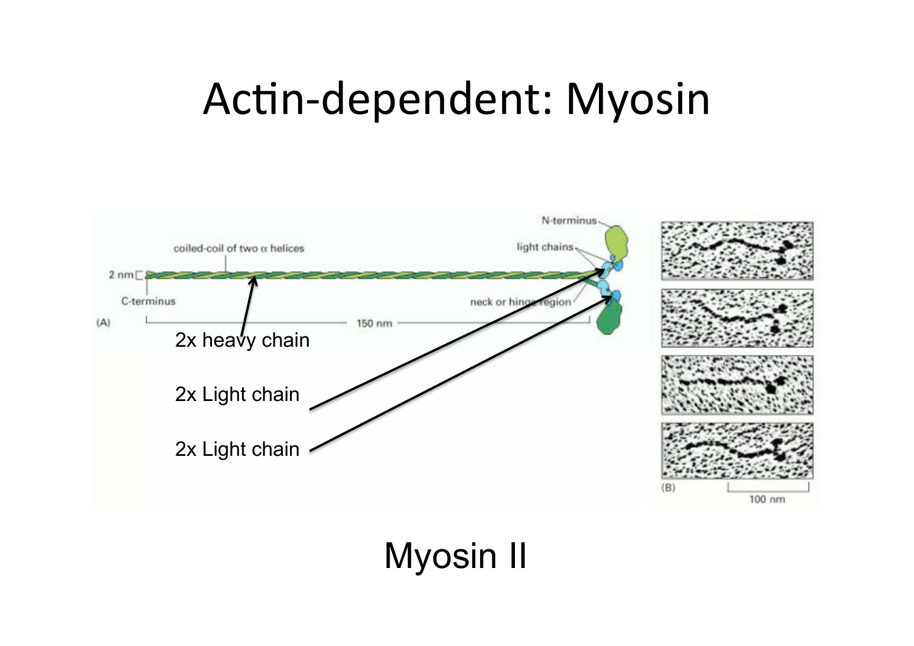# Actin-dependent: Myosin

coiled-coil of two α helices

2 nm

C-terminus

(A)

150 nm

N-terminus

light chains

neck or hinge region

2x heavy chain

2x Light chain

2x Light chain

(B)

100 nm

Myosin II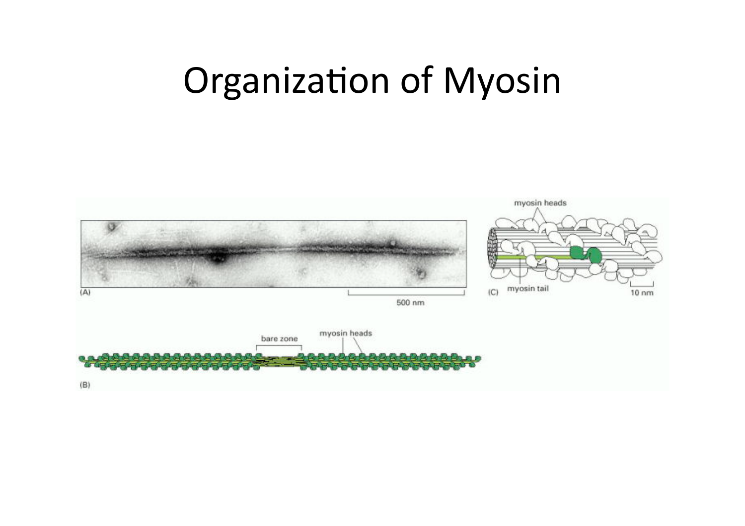# Organization of Myosin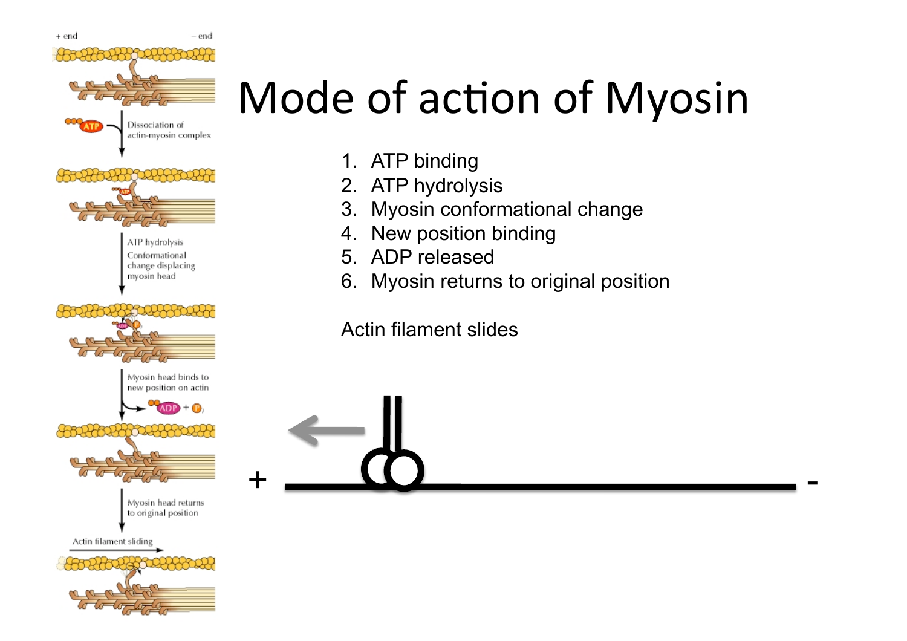# Mode of action of Myosin

1. ATP binding
2. ATP hydrolysis
3. Myosin conformational change
4. New position binding
5. ADP released
6. Myosin returns to original position

Actin filament slides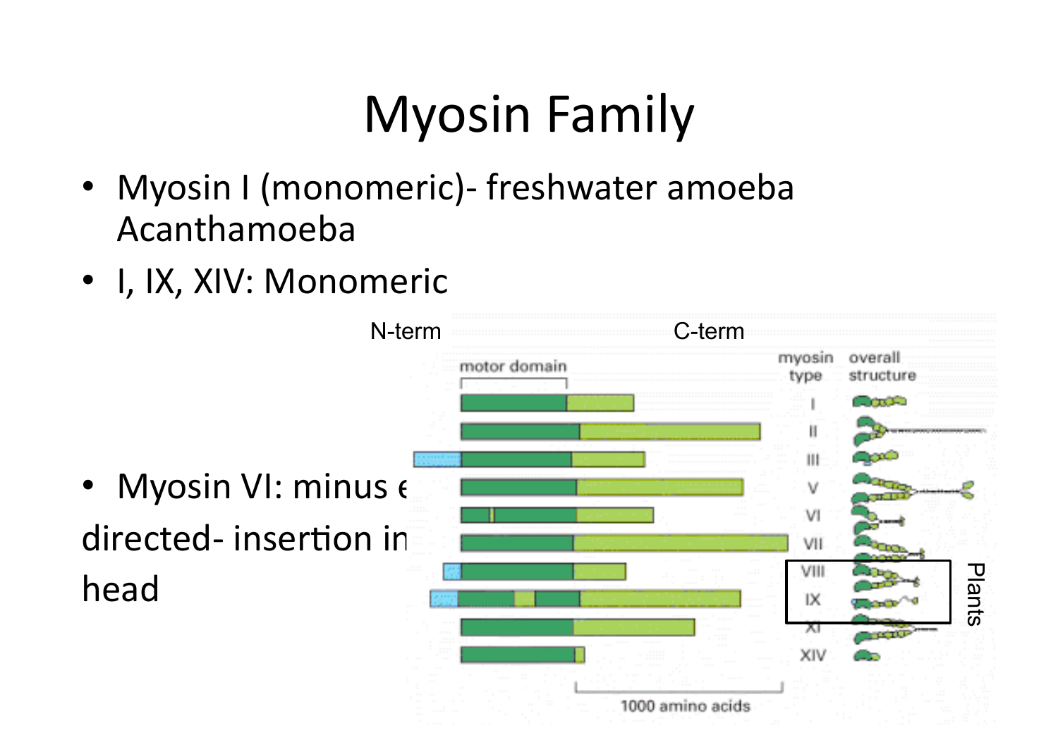# Myosin Family

- Myosin I (monomeric)- freshwater amoeba Acanthamoeba
- I, IX, XIV: Monomeric

- Myosin VI: minus e
directed- insertion in
head

N-term C-term

motor domain

myosin type | overall structure

I
II
III
V
VI
VII
VIII
IX
XI
XIV

Plants

1000 amino acids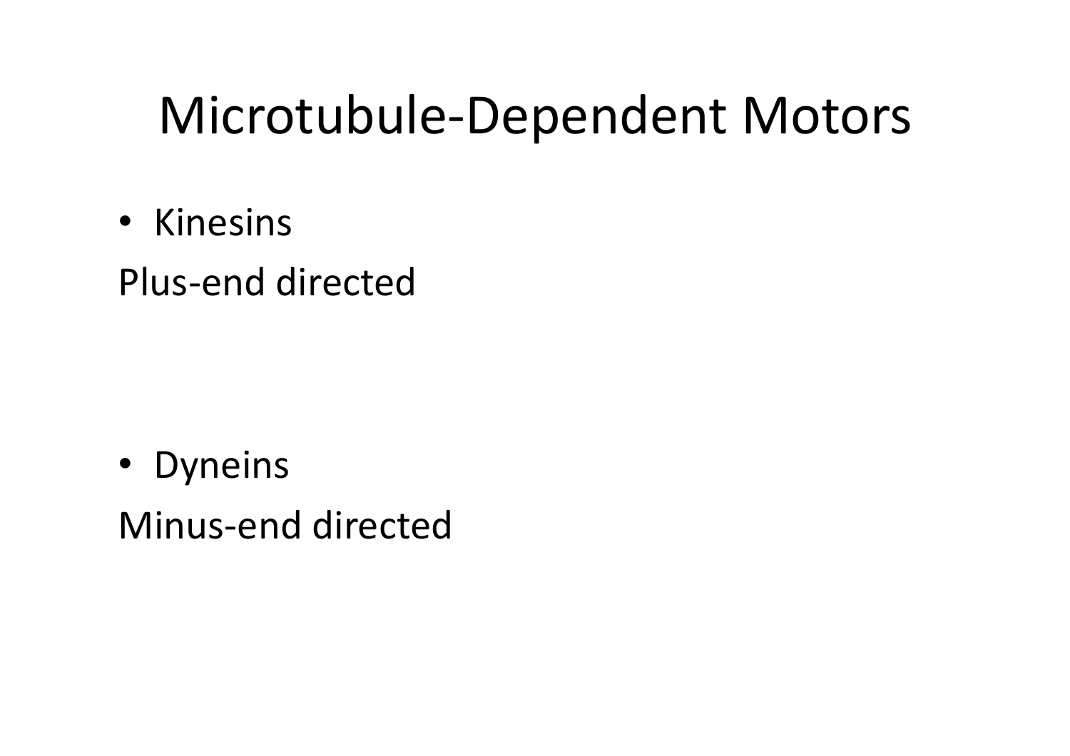# Microtubule-Dependent Motors

- Kinesins

Plus-end directed

- Dyneins

Minus-end directed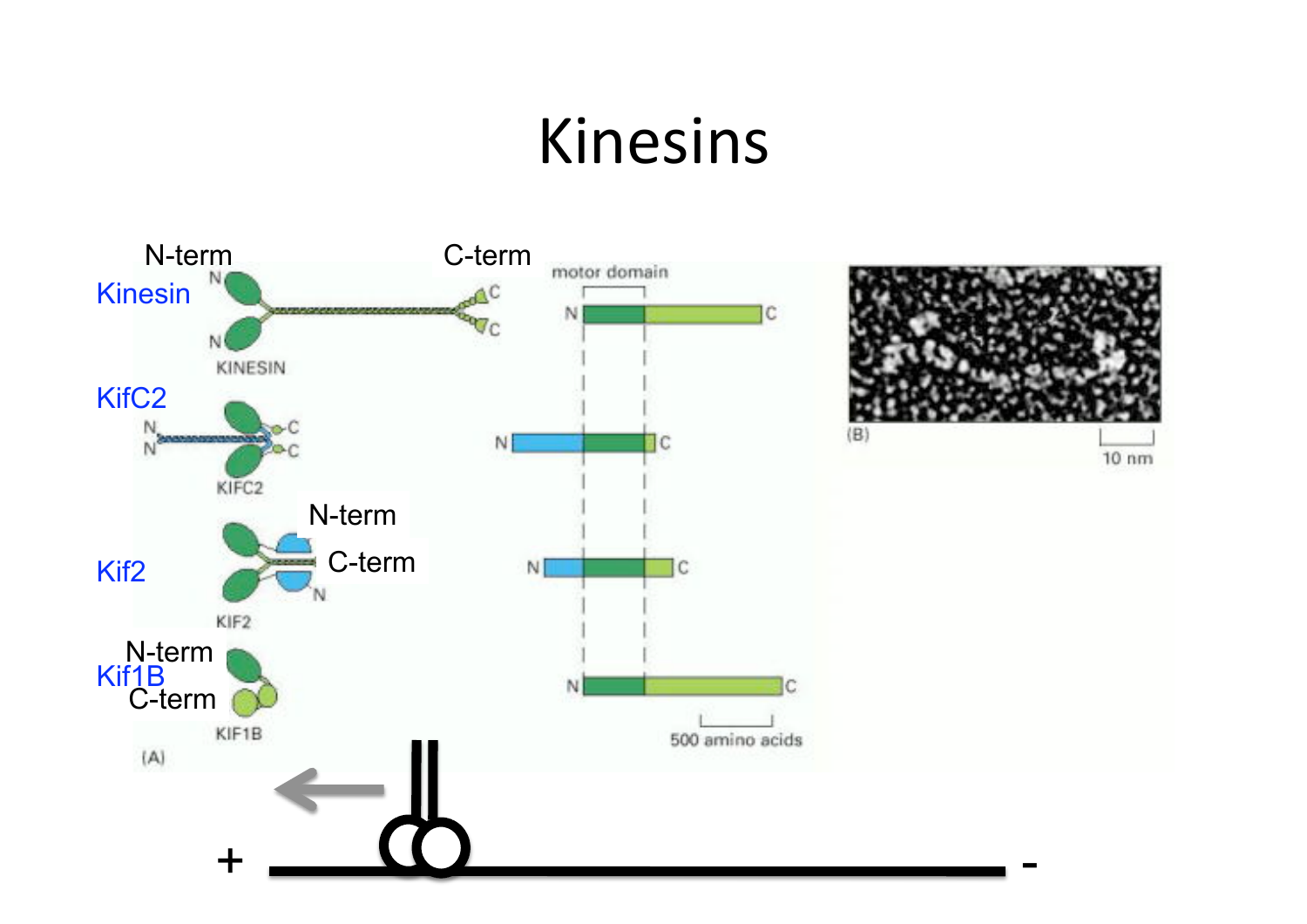# Kinesins

N-term

C-term

Kinesin

N

N

KINESIN

C

C

motor domain

N

C

KifC2

N

N

C

C

KIFC2

N

C

N-term

C-term

Kif2

N

KIF2

N

C

N-term

Kif1B

C-term

KIF1B

N

C

500 amino acids

(A)

(B)

10 nm

+

-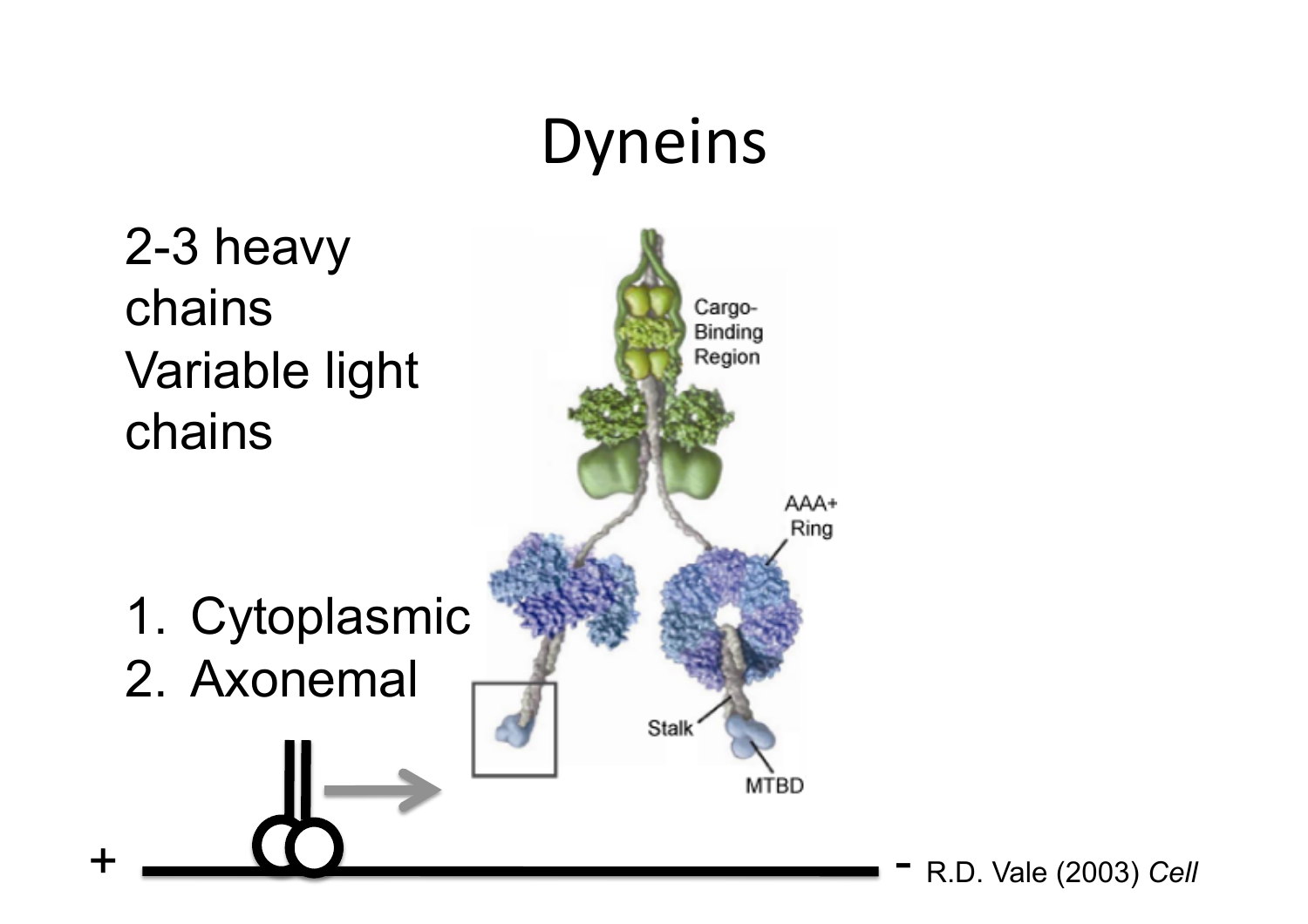# Dyneins

2-3 heavy chains
Variable light chains

1. Cytoplasmic
2. Axonemal

R.D. Vale (2003) *Cell*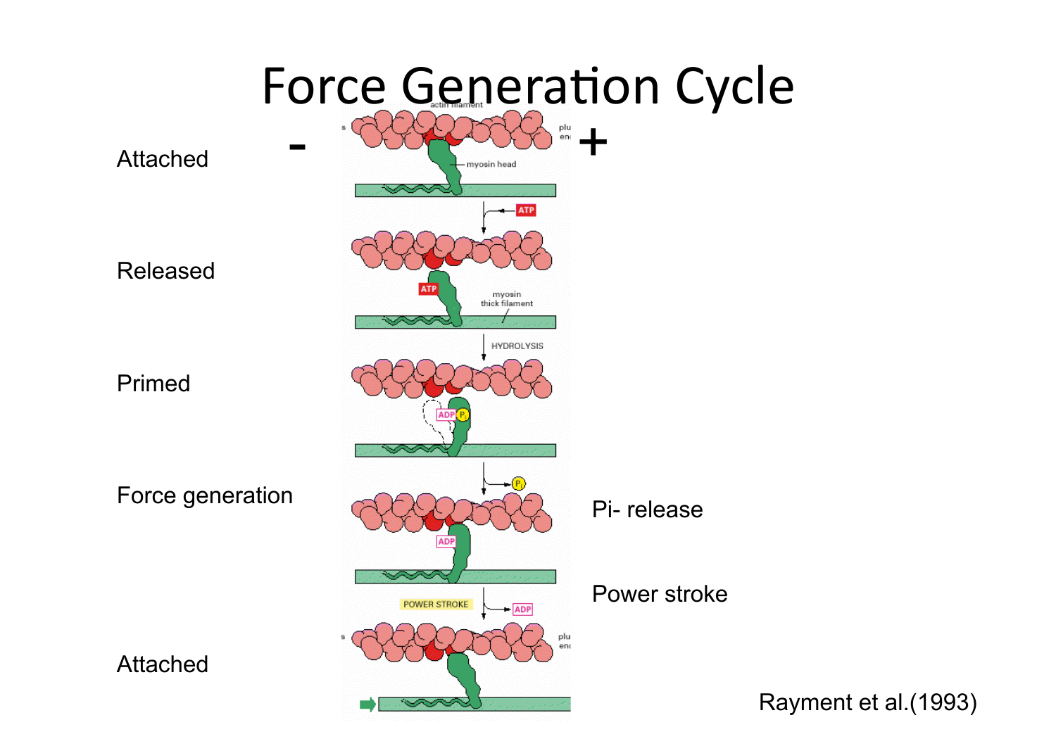# Force Generation Cycle

- +

Attached

Released

Primed

Force generation

Attached

Pi- release

Power stroke

Rayment et al.(1993)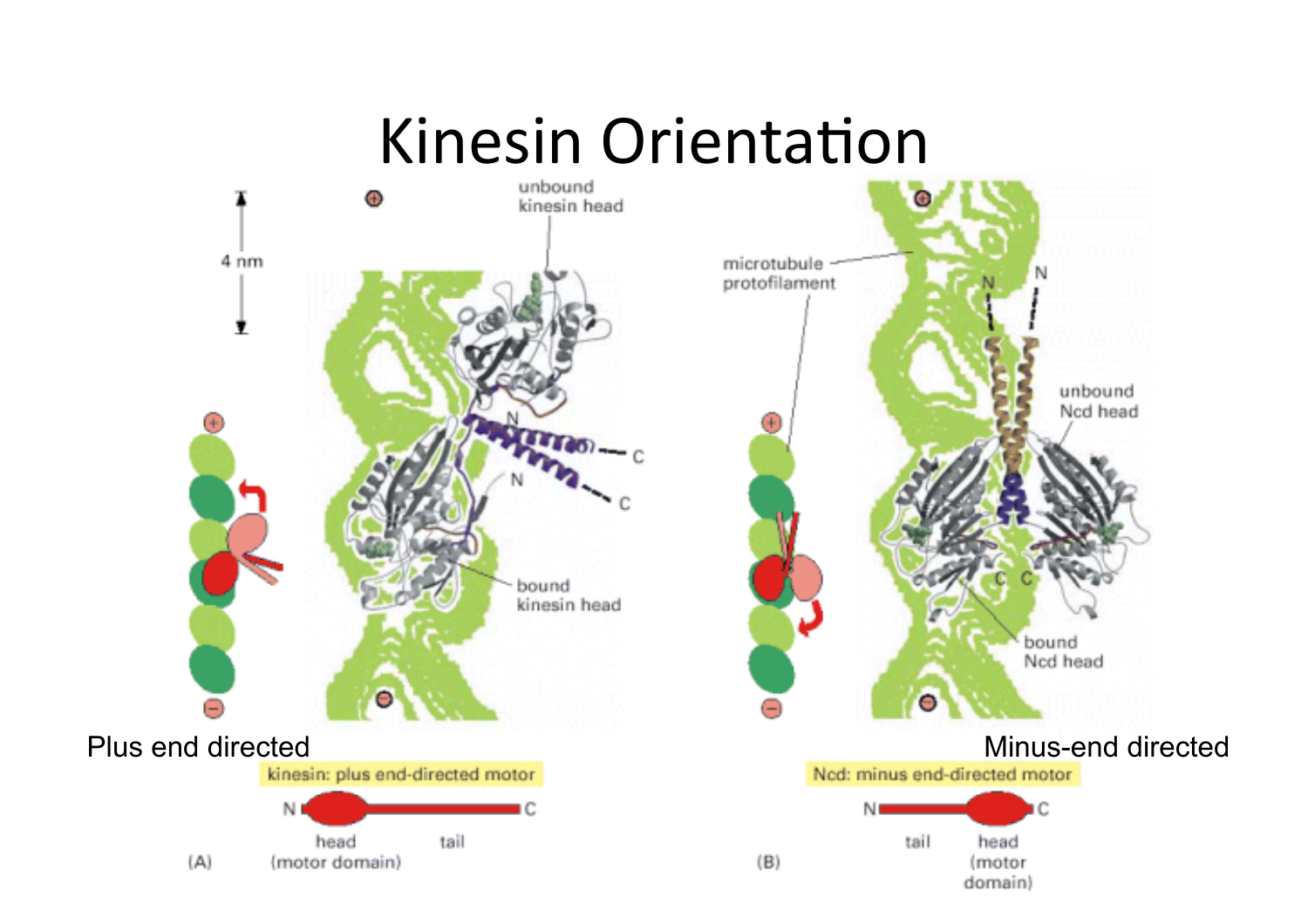# Kinesin Orientation

Plus end directed

Minus-end directed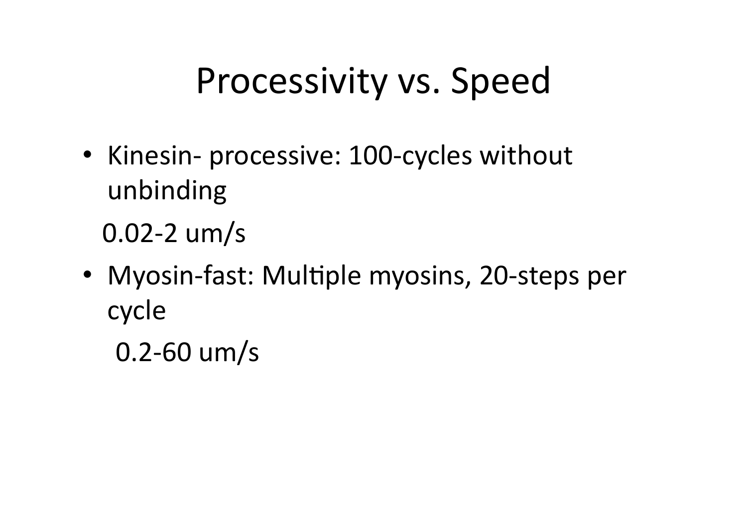# Processivity vs. Speed

- Kinesin- processive: 100-cycles without unbinding

  0.02-2 um/s

- Myosin-fast: Multiple myosins, 20-steps per cycle

  0.2-60 um/s